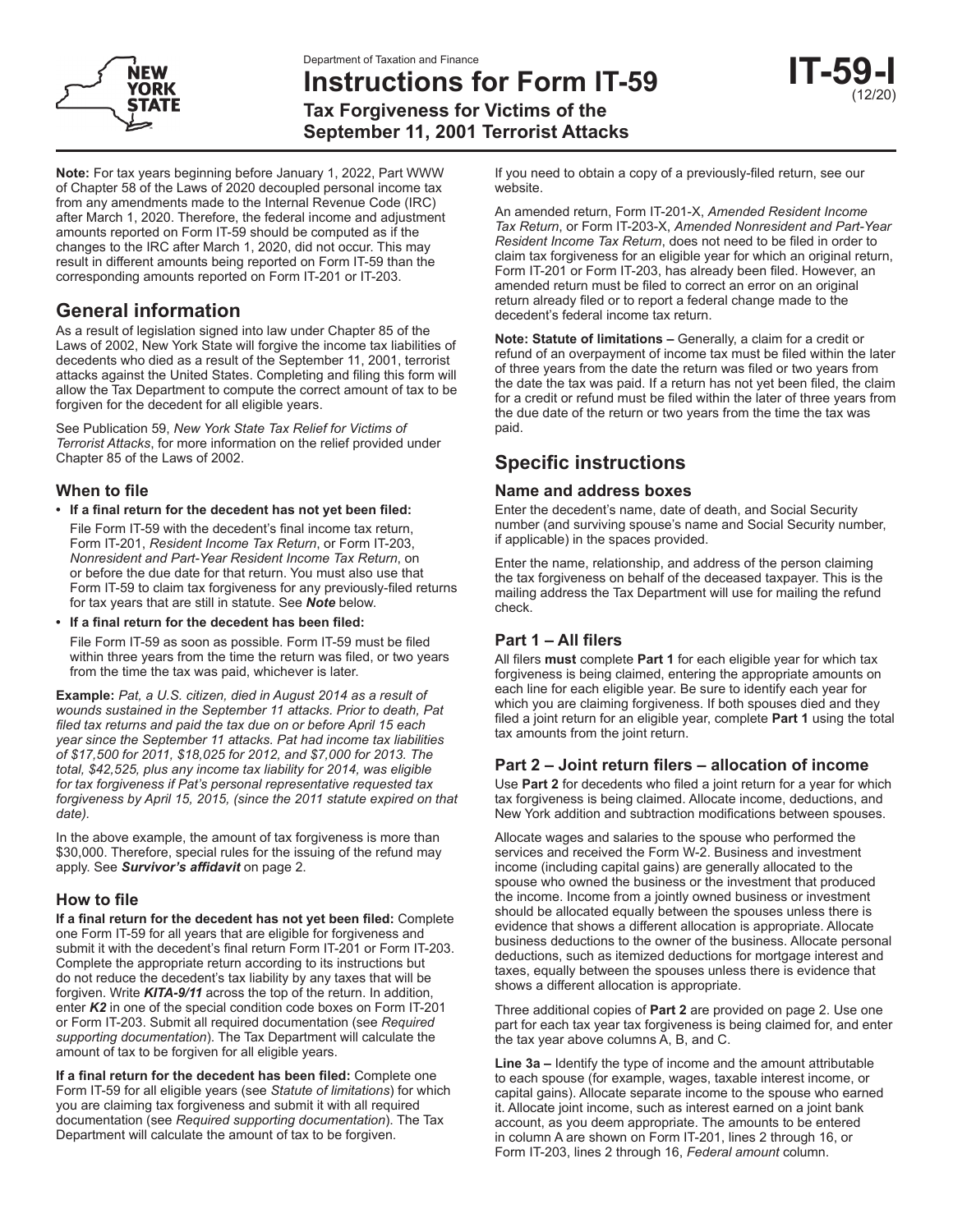Department of Taxation and Finance

# Instructions for Form IT-59

**IT-59-I** (12/20)

**Tax Forgiveness for Victims of the September 11, 2001 Terrorist Attacks**

**Note:** For tax years beginning before January 1, 2022, Part WWW of Chapter 58 of the Laws of 2020 decoupled personal income tax from any amendments made to the Internal Revenue Code (IRC) after March 1, 2020. Therefore, the federal income and adjustment amounts reported on Form IT-59 should be computed as if the changes to the IRC after March 1, 2020, did not occur. This may result in different amounts being reported on Form IT-59 than the corresponding amounts reported on Form IT-201 or IT-203.

## General information

As a result of legislation signed into law under Chapter 85 of the Laws of 2002, New York State will forgive the income tax liabilities of decedents who died as a result of the September 11, 2001, terrorist attacks against the United States. Completing and filing this form will allow the Tax Department to compute the correct amount of tax to be forgiven for the decedent for all eligible years.

See Publication 59, *New York State Tax Relief for Victims of Terrorist Attacks*, for more information on the relief provided under Chapter 85 of the Laws of 2002.

### When to file

- **If a final return for the decedent has not yet been filed:**

  File Form IT-59 with the decedent's final income tax return, Form IT-201, *Resident Income Tax Return*, or Form IT-203, *Nonresident and Part-Year Resident Income Tax Return*, on or before the due date for that return. You must also use that Form IT-59 to claim tax forgiveness for any previously-filed returns for tax years that are still in statute. See ***Note*** below.

- **If a final return for the decedent has been filed:**

  File Form IT-59 as soon as possible. Form IT-59 must be filed within three years from the time the return was filed, or two years from the time the tax was paid, whichever is later.

**Example:** *Pat, a U.S. citizen, died in August 2014 as a result of wounds sustained in the September 11 attacks. Prior to death, Pat filed tax returns and paid the tax due on or before April 15 each year since the September 11 attacks. Pat had income tax liabilities of $17,500 for 2011, $18,025 for 2012, and $7,000 for 2013. The total, $42,525, plus any income tax liability for 2014, was eligible for tax forgiveness if Pat's personal representative requested tax forgiveness by April 15, 2015, (since the 2011 statute expired on that date).*

In the above example, the amount of tax forgiveness is more than $30,000. Therefore, special rules for the issuing of the refund may apply. See ***Survivor's affidavit*** on page 2.

### How to file

**If a final return for the decedent has not yet been filed:** Complete one Form IT-59 for all years that are eligible for forgiveness and submit it with the decedent's final return Form IT-201 or Form IT-203. Complete the appropriate return according to its instructions but do not reduce the decedent's tax liability by any taxes that will be forgiven. Write ***KITA-9/11*** across the top of the return. In addition, enter ***K2*** in one of the special condition code boxes on Form IT-201 or Form IT-203. Submit all required documentation (see *Required supporting documentation*). The Tax Department will calculate the amount of tax to be forgiven for all eligible years.

**If a final return for the decedent has been filed:** Complete one Form IT-59 for all eligible years (see *Statute of limitations*) for which you are claiming tax forgiveness and submit it with all required documentation (see *Required supporting documentation*). The Tax Department will calculate the amount of tax to be forgiven.

If you need to obtain a copy of a previously-filed return, see our website.

An amended return, Form IT-201-X, *Amended Resident Income Tax Return*, or Form IT-203-X, *Amended Nonresident and Part-Year Resident Income Tax Return*, does not need to be filed in order to claim tax forgiveness for an eligible year for which an original return, Form IT-201 or Form IT-203, has already been filed. However, an amended return must be filed to correct an error on an original return already filed or to report a federal change made to the decedent's federal income tax return.

**Note: Statute of limitations –** Generally, a claim for a credit or refund of an overpayment of income tax must be filed within the later of three years from the date the return was filed or two years from the date the tax was paid. If a return has not yet been filed, the claim for a credit or refund must be filed within the later of three years from the due date of the return or two years from the time the tax was paid.

## Specific instructions

### Name and address boxes

Enter the decedent's name, date of death, and Social Security number (and surviving spouse's name and Social Security number, if applicable) in the spaces provided.

Enter the name, relationship, and address of the person claiming the tax forgiveness on behalf of the deceased taxpayer. This is the mailing address the Tax Department will use for mailing the refund check.

### Part 1 – All filers

All filers **must** complete **Part 1** for each eligible year for which tax forgiveness is being claimed, entering the appropriate amounts on each line for each eligible year. Be sure to identify each year for which you are claiming forgiveness. If both spouses died and they filed a joint return for an eligible year, complete **Part 1** using the total tax amounts from the joint return.

### Part 2 – Joint return filers – allocation of income

Use **Part 2** for decedents who filed a joint return for a year for which tax forgiveness is being claimed. Allocate income, deductions, and New York addition and subtraction modifications between spouses.

Allocate wages and salaries to the spouse who performed the services and received the Form W-2. Business and investment income (including capital gains) are generally allocated to the spouse who owned the business or the investment that produced the income. Income from a jointly owned business or investment should be allocated equally between the spouses unless there is evidence that shows a different allocation is appropriate. Allocate business deductions to the owner of the business. Allocate personal deductions, such as itemized deductions for mortgage interest and taxes, equally between the spouses unless there is evidence that shows a different allocation is appropriate.

Three additional copies of **Part 2** are provided on page 2. Use one part for each tax year tax forgiveness is being claimed for, and enter the tax year above columns A, B, and C.

**Line 3a –** Identify the type of income and the amount attributable to each spouse (for example, wages, taxable interest income, or capital gains). Allocate separate income to the spouse who earned it. Allocate joint income, such as interest earned on a joint bank account, as you deem appropriate. The amounts to be entered in column A are shown on Form IT-201, lines 2 through 16, or Form IT-203, lines 2 through 16, *Federal amount* column.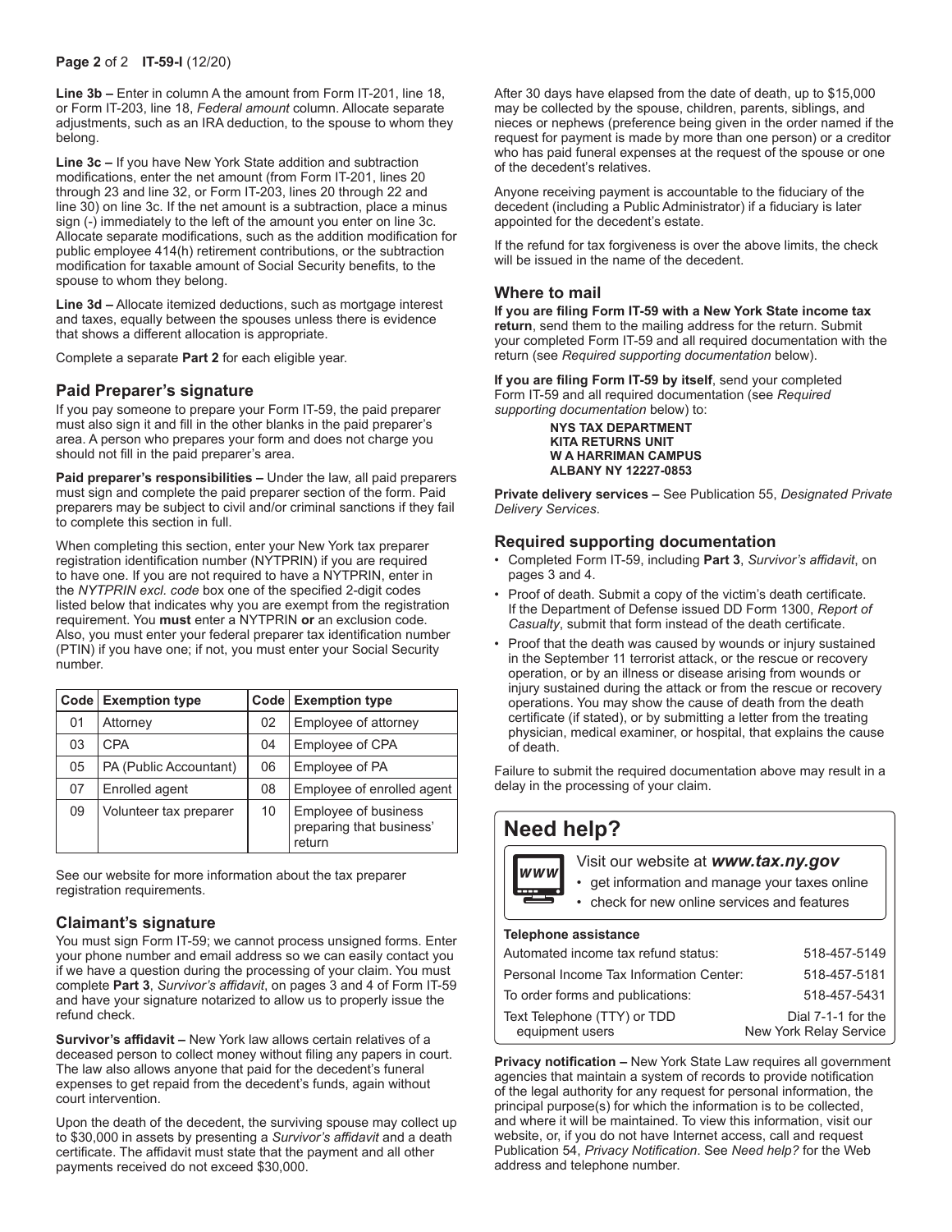**Line 3b –** Enter in column A the amount from Form IT-201, line 18, or Form IT-203, line 18, *Federal amount* column. Allocate separate adjustments, such as an IRA deduction, to the spouse to whom they belong.

**Line 3c –** If you have New York State addition and subtraction modifications, enter the net amount (from Form IT-201, lines 20 through 23 and line 32, or Form IT-203, lines 20 through 22 and line 30) on line 3c. If the net amount is a subtraction, place a minus sign (-) immediately to the left of the amount you enter on line 3c. Allocate separate modifications, such as the addition modification for public employee 414(h) retirement contributions, or the subtraction modification for taxable amount of Social Security benefits, to the spouse to whom they belong.

**Line 3d –** Allocate itemized deductions, such as mortgage interest and taxes, equally between the spouses unless there is evidence that shows a different allocation is appropriate.

Complete a separate **Part 2** for each eligible year.

## Paid Preparer's signature

If you pay someone to prepare your Form IT-59, the paid preparer must also sign it and fill in the other blanks in the paid preparer's area. A person who prepares your form and does not charge you should not fill in the paid preparer's area.

**Paid preparer's responsibilities –** Under the law, all paid preparers must sign and complete the paid preparer section of the form. Paid preparers may be subject to civil and/or criminal sanctions if they fail to complete this section in full.

When completing this section, enter your New York tax preparer registration identification number (NYTPRIN) if you are required to have one. If you are not required to have a NYTPRIN, enter in the *NYTPRIN excl. code* box one of the specified 2-digit codes listed below that indicates why you are exempt from the registration requirement. You **must** enter a NYTPRIN **or** an exclusion code. Also, you must enter your federal preparer tax identification number (PTIN) if you have one; if not, you must enter your Social Security number.

| Code | Exemption type | Code | Exemption type |
|---|---|---|---|
| 01 | Attorney | 02 | Employee of attorney |
| 03 | CPA | 04 | Employee of CPA |
| 05 | PA (Public Accountant) | 06 | Employee of PA |
| 07 | Enrolled agent | 08 | Employee of enrolled agent |
| 09 | Volunteer tax preparer | 10 | Employee of business preparing that business' return |

See our website for more information about the tax preparer registration requirements.

## Claimant's signature

You must sign Form IT-59; we cannot process unsigned forms. Enter your phone number and email address so we can easily contact you if we have a question during the processing of your claim. You must complete **Part 3**, *Survivor's affidavit*, on pages 3 and 4 of Form IT-59 and have your signature notarized to allow us to properly issue the refund check.

**Survivor's affidavit –** New York law allows certain relatives of a deceased person to collect money without filing any papers in court. The law also allows anyone that paid for the decedent's funeral expenses to get repaid from the decedent's funds, again without court intervention.

Upon the death of the decedent, the surviving spouse may collect up to $30,000 in assets by presenting a *Survivor's affidavit* and a death certificate. The affidavit must state that the payment and all other payments received do not exceed $30,000.

After 30 days have elapsed from the date of death, up to $15,000 may be collected by the spouse, children, parents, siblings, and nieces or nephews (preference being given in the order named if the request for payment is made by more than one person) or a creditor who has paid funeral expenses at the request of the spouse or one of the decedent's relatives.

Anyone receiving payment is accountable to the fiduciary of the decedent (including a Public Administrator) if a fiduciary is later appointed for the decedent's estate.

If the refund for tax forgiveness is over the above limits, the check will be issued in the name of the decedent.

## Where to mail

**If you are filing Form IT-59 with a New York State income tax return**, send them to the mailing address for the return. Submit your completed Form IT-59 and all required documentation with the return (see *Required supporting documentation* below).

**If you are filing Form IT-59 by itself**, send your completed Form IT-59 and all required documentation (see *Required supporting documentation* below) to:

**NYS TAX DEPARTMENT**
**KITA RETURNS UNIT**
**W A HARRIMAN CAMPUS**
**ALBANY NY 12227-0853**

**Private delivery services –** See Publication 55, *Designated Private Delivery Services*.

## Required supporting documentation

- Completed Form IT-59, including **Part 3**, *Survivor's affidavit*, on pages 3 and 4.
- Proof of death. Submit a copy of the victim's death certificate. If the Department of Defense issued DD Form 1300, *Report of Casualty*, submit that form instead of the death certificate.
- Proof that the death was caused by wounds or injury sustained in the September 11 terrorist attack, or the rescue or recovery operation, or by an illness or disease arising from wounds or injury sustained during the attack or from the rescue or recovery operations. You may show the cause of death from the death certificate (if stated), or by submitting a letter from the treating physician, medical examiner, or hospital, that explains the cause of death.

Failure to submit the required documentation above may result in a delay in the processing of your claim.

## Need help?

Visit our website at ***www.tax.ny.gov***
- get information and manage your taxes online
- check for new online services and features

**Telephone assistance**

| | |
|---|---|
| Automated income tax refund status: | 518-457-5149 |
| Personal Income Tax Information Center: | 518-457-5181 |
| To order forms and publications: | 518-457-5431 |
| Text Telephone (TTY) or TDD equipment users | Dial 7-1-1 for the New York Relay Service |

**Privacy notification –** New York State Law requires all government agencies that maintain a system of records to provide notification of the legal authority for any request for personal information, the principal purpose(s) for which the information is to be collected, and where it will be maintained. To view this information, visit our website, or, if you do not have Internet access, call and request Publication 54, *Privacy Notification*. See *Need help?* for the Web address and telephone number.